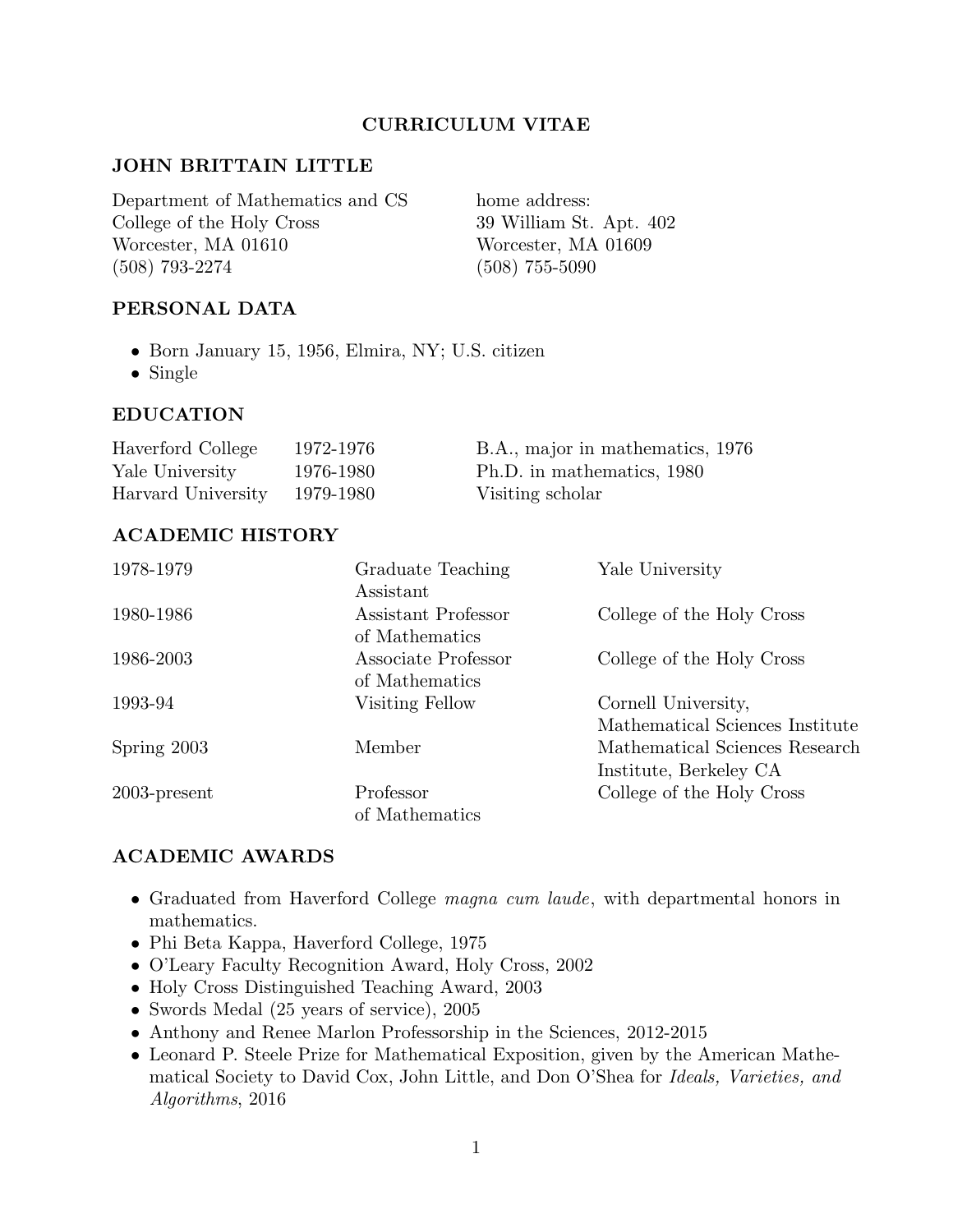# CURRICULUM VITAE

## JOHN BRITTAIN LITTLE

Department of Mathematics and CS
College of the Holy Cross
Worcester, MA 01610
(508) 793-2274

home address:
39 William St. Apt. 402
Worcester, MA 01609
(508) 755-5090

## PERSONAL DATA

- Born January 15, 1956, Elmira, NY; U.S. citizen
- Single

## EDUCATION

| | | |
|---|---|---|
| Haverford College | 1972-1976 | B.A., major in mathematics, 1976 |
| Yale University | 1976-1980 | Ph.D. in mathematics, 1980 |
| Harvard University | 1979-1980 | Visiting scholar |

## ACADEMIC HISTORY

| | | |
|---|---|---|
| 1978-1979 | Graduate Teaching Assistant | Yale University |
| 1980-1986 | Assistant Professor of Mathematics | College of the Holy Cross |
| 1986-2003 | Associate Professor of Mathematics | College of the Holy Cross |
| 1993-94 | Visiting Fellow | Cornell University, Mathematical Sciences Institute |
| Spring 2003 | Member | Mathematical Sciences Research Institute, Berkeley CA |
| 2003-present | Professor of Mathematics | College of the Holy Cross |

## ACADEMIC AWARDS

- Graduated from Haverford College *magna cum laude*, with departmental honors in mathematics.
- Phi Beta Kappa, Haverford College, 1975
- O'Leary Faculty Recognition Award, Holy Cross, 2002
- Holy Cross Distinguished Teaching Award, 2003
- Swords Medal (25 years of service), 2005
- Anthony and Renee Marlon Professorship in the Sciences, 2012-2015
- Leonard P. Steele Prize for Mathematical Exposition, given by the American Mathematical Society to David Cox, John Little, and Don O'Shea for *Ideals, Varieties, and Algorithms*, 2016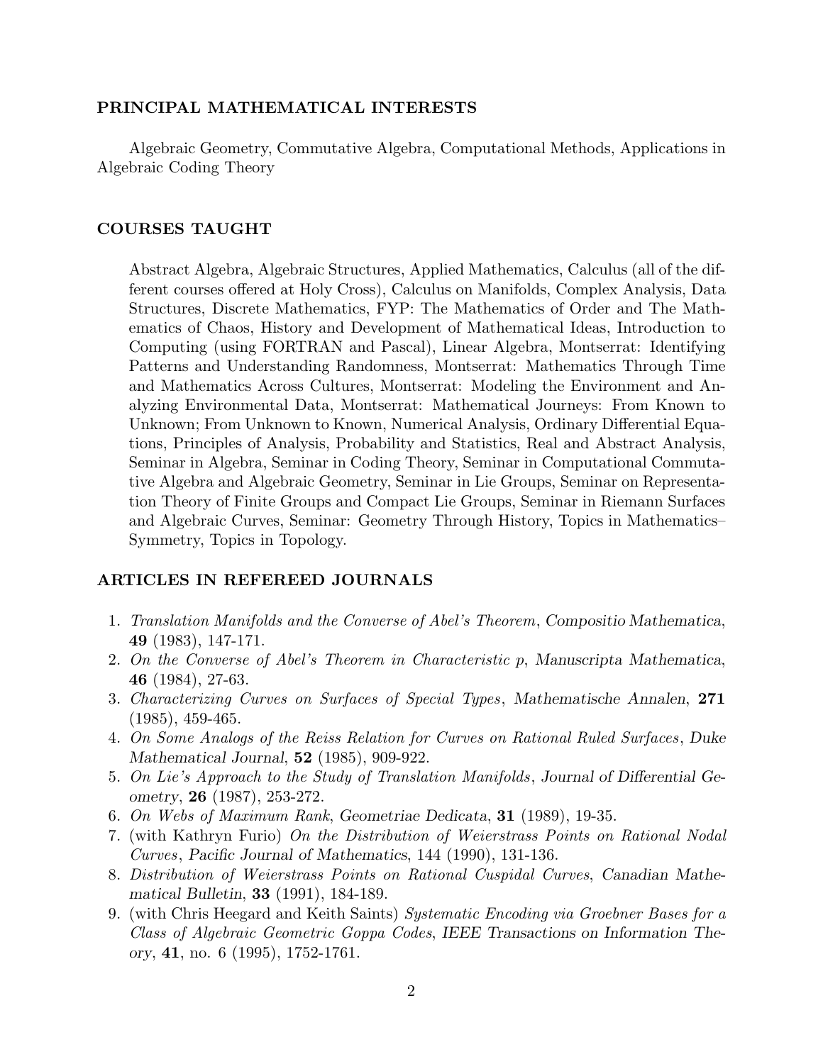## PRINCIPAL MATHEMATICAL INTERESTS

Algebraic Geometry, Commutative Algebra, Computational Methods, Applications in Algebraic Coding Theory

## COURSES TAUGHT

Abstract Algebra, Algebraic Structures, Applied Mathematics, Calculus (all of the different courses offered at Holy Cross), Calculus on Manifolds, Complex Analysis, Data Structures, Discrete Mathematics, FYP: The Mathematics of Order and The Mathematics of Chaos, History and Development of Mathematical Ideas, Introduction to Computing (using FORTRAN and Pascal), Linear Algebra, Montserrat: Identifying Patterns and Understanding Randomness, Montserrat: Mathematics Through Time and Mathematics Across Cultures, Montserrat: Modeling the Environment and Analyzing Environmental Data, Montserrat: Mathematical Journeys: From Known to Unknown; From Unknown to Known, Numerical Analysis, Ordinary Differential Equations, Principles of Analysis, Probability and Statistics, Real and Abstract Analysis, Seminar in Algebra, Seminar in Coding Theory, Seminar in Computational Commutative Algebra and Algebraic Geometry, Seminar in Lie Groups, Seminar on Representation Theory of Finite Groups and Compact Lie Groups, Seminar in Riemann Surfaces and Algebraic Curves, Seminar: Geometry Through History, Topics in Mathematics–Symmetry, Topics in Topology.

## ARTICLES IN REFEREED JOURNALS

1. *Translation Manifolds and the Converse of Abel's Theorem*, Compositio Mathematica, **49** (1983), 147-171.
2. *On the Converse of Abel's Theorem in Characteristic p*, Manuscripta Mathematica, **46** (1984), 27-63.
3. *Characterizing Curves on Surfaces of Special Types*, Mathematische Annalen, **271** (1985), 459-465.
4. *On Some Analogs of the Reiss Relation for Curves on Rational Ruled Surfaces*, Duke Mathematical Journal, **52** (1985), 909-922.
5. *On Lie's Approach to the Study of Translation Manifolds*, Journal of Differential Geometry, **26** (1987), 253-272.
6. *On Webs of Maximum Rank*, Geometriae Dedicata, **31** (1989), 19-35.
7. (with Kathryn Furio) *On the Distribution of Weierstrass Points on Rational Nodal Curves*, Pacific Journal of Mathematics, 144 (1990), 131-136.
8. *Distribution of Weierstrass Points on Rational Cuspidal Curves*, Canadian Mathematical Bulletin, **33** (1991), 184-189.
9. (with Chris Heegard and Keith Saints) *Systematic Encoding via Groebner Bases for a Class of Algebraic Geometric Goppa Codes*, IEEE Transactions on Information Theory, **41**, no. 6 (1995), 1752-1761.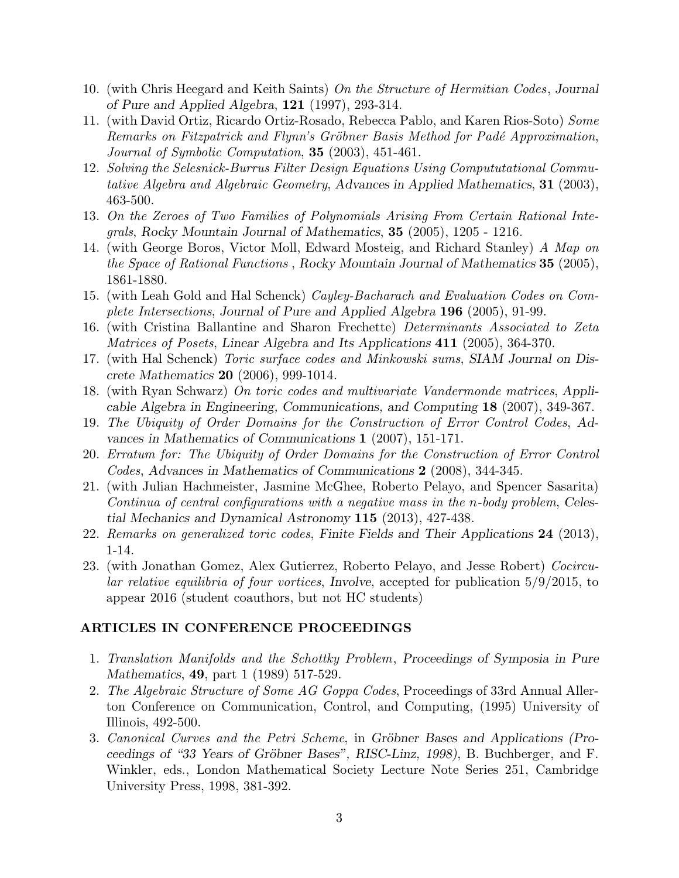10. (with Chris Heegard and Keith Saints) *On the Structure of Hermitian Codes*, Journal of Pure and Applied Algebra, **121** (1997), 293-314.
11. (with David Ortiz, Ricardo Ortiz-Rosado, Rebecca Pablo, and Karen Rios-Soto) *Some Remarks on Fitzpatrick and Flynn's Gröbner Basis Method for Padé Approximation*, *Journal of Symbolic Computation*, **35** (2003), 451-461.
12. *Solving the Selesnick-Burrus Filter Design Equations Using Compututational Commutative Algebra and Algebraic Geometry*, Advances in Applied Mathematics, **31** (2003), 463-500.
13. *On the Zeroes of Two Families of Polynomials Arising From Certain Rational Integrals*, Rocky Mountain Journal of Mathematics, **35** (2005), 1205 - 1216.
14. (with George Boros, Victor Moll, Edward Mosteig, and Richard Stanley) *A Map on the Space of Rational Functions* , Rocky Mountain Journal of Mathematics **35** (2005), 1861-1880.
15. (with Leah Gold and Hal Schenck) *Cayley-Bacharach and Evaluation Codes on Complete Intersections*, Journal of Pure and Applied Algebra **196** (2005), 91-99.
16. (with Cristina Ballantine and Sharon Frechette) *Determinants Associated to Zeta Matrices of Posets*, Linear Algebra and Its Applications **411** (2005), 364-370.
17. (with Hal Schenck) *Toric surface codes and Minkowski sums*, SIAM Journal on Discrete Mathematics **20** (2006), 999-1014.
18. (with Ryan Schwarz) *On toric codes and multivariate Vandermonde matrices*, Applicable Algebra in Engineering, Communications, and Computing **18** (2007), 349-367.
19. *The Ubiquity of Order Domains for the Construction of Error Control Codes*, Advances in Mathematics of Communications **1** (2007), 151-171.
20. *Erratum for: The Ubiquity of Order Domains for the Construction of Error Control Codes*, Advances in Mathematics of Communications **2** (2008), 344-345.
21. (with Julian Hachmeister, Jasmine McGhee, Roberto Pelayo, and Spencer Sasarita) *Continua of central configurations with a negative mass in the n-body problem*, Celestial Mechanics and Dynamical Astronomy **115** (2013), 427-438.
22. *Remarks on generalized toric codes*, Finite Fields and Their Applications **24** (2013), 1-14.
23. (with Jonathan Gomez, Alex Gutierrez, Roberto Pelayo, and Jesse Robert) *Cocircular relative equilibria of four vortices*, Involve, accepted for publication 5/9/2015, to appear 2016 (student coauthors, but not HC students)

## ARTICLES IN CONFERENCE PROCEEDINGS

1. *Translation Manifolds and the Schottky Problem*, Proceedings of Symposia in Pure Mathematics, **49**, part 1 (1989) 517-529.
2. *The Algebraic Structure of Some AG Goppa Codes*, Proceedings of 33rd Annual Allerton Conference on Communication, Control, and Computing, (1995) University of Illinois, 492-500.
3. *Canonical Curves and the Petri Scheme*, in Gröbner Bases and Applications (Proceedings of "33 Years of Gröbner Bases", RISC-Linz, 1998), B. Buchberger, and F. Winkler, eds., London Mathematical Society Lecture Note Series 251, Cambridge University Press, 1998, 381-392.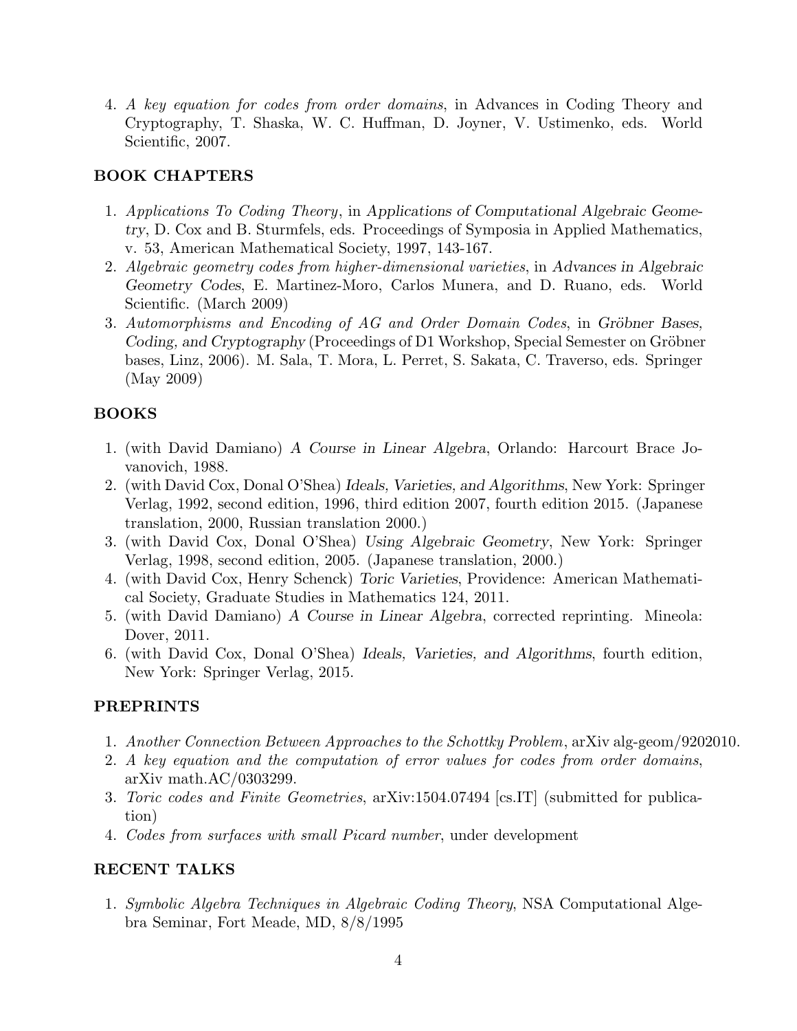4. *A key equation for codes from order domains*, in Advances in Coding Theory and Cryptography, T. Shaska, W. C. Huffman, D. Joyner, V. Ustimenko, eds. World Scientific, 2007.

## BOOK CHAPTERS

1. *Applications To Coding Theory*, in *Applications of Computational Algebraic Geometry*, D. Cox and B. Sturmfels, eds. Proceedings of Symposia in Applied Mathematics, v. 53, American Mathematical Society, 1997, 143-167.
2. *Algebraic geometry codes from higher-dimensional varieties*, in *Advances in Algebraic Geometry Codes*, E. Martinez-Moro, Carlos Munera, and D. Ruano, eds. World Scientific. (March 2009)
3. *Automorphisms and Encoding of AG and Order Domain Codes*, in *Gröbner Bases, Coding, and Cryptography* (Proceedings of D1 Workshop, Special Semester on Gröbner bases, Linz, 2006). M. Sala, T. Mora, L. Perret, S. Sakata, C. Traverso, eds. Springer (May 2009)

## BOOKS

1. (with David Damiano) *A Course in Linear Algebra*, Orlando: Harcourt Brace Jovanovich, 1988.
2. (with David Cox, Donal O'Shea) *Ideals, Varieties, and Algorithms*, New York: Springer Verlag, 1992, second edition, 1996, third edition 2007, fourth edition 2015. (Japanese translation, 2000, Russian translation 2000.)
3. (with David Cox, Donal O'Shea) *Using Algebraic Geometry*, New York: Springer Verlag, 1998, second edition, 2005. (Japanese translation, 2000.)
4. (with David Cox, Henry Schenck) *Toric Varieties*, Providence: American Mathematical Society, Graduate Studies in Mathematics 124, 2011.
5. (with David Damiano) *A Course in Linear Algebra*, corrected reprinting. Mineola: Dover, 2011.
6. (with David Cox, Donal O'Shea) *Ideals, Varieties, and Algorithms*, fourth edition, New York: Springer Verlag, 2015.

## PREPRINTS

1. *Another Connection Between Approaches to the Schottky Problem*, arXiv alg-geom/9202010.
2. *A key equation and the computation of error values for codes from order domains*, arXiv math.AC/0303299.
3. *Toric codes and Finite Geometries*, arXiv:1504.07494 [cs.IT] (submitted for publication)
4. *Codes from surfaces with small Picard number*, under development

## RECENT TALKS

1. *Symbolic Algebra Techniques in Algebraic Coding Theory*, NSA Computational Algebra Seminar, Fort Meade, MD, 8/8/1995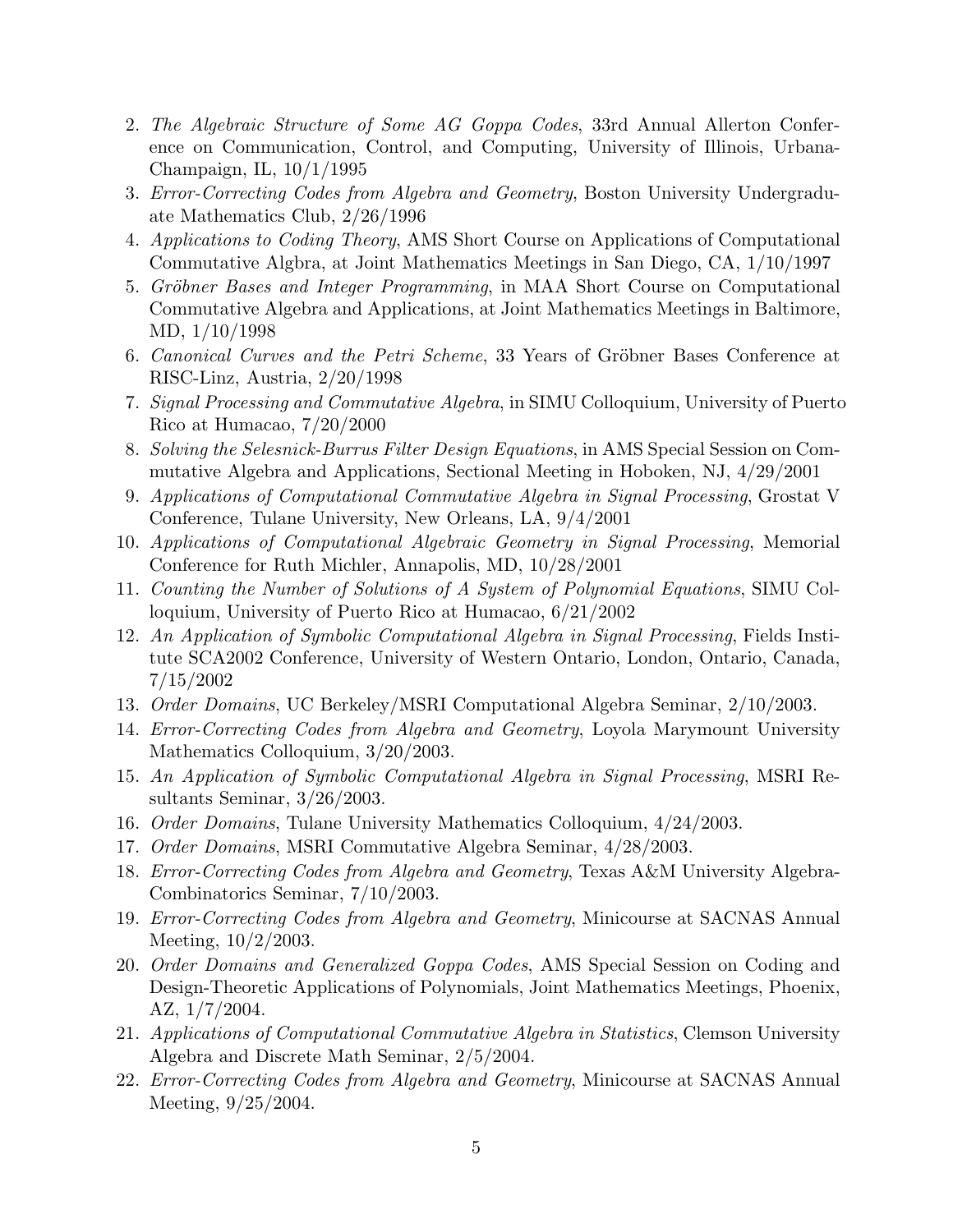2. *The Algebraic Structure of Some AG Goppa Codes*, 33rd Annual Allerton Conference on Communication, Control, and Computing, University of Illinois, Urbana-Champaign, IL, 10/1/1995
3. *Error-Correcting Codes from Algebra and Geometry*, Boston University Undergraduate Mathematics Club, 2/26/1996
4. *Applications to Coding Theory*, AMS Short Course on Applications of Computational Commutative Algbra, at Joint Mathematics Meetings in San Diego, CA, 1/10/1997
5. *Gröbner Bases and Integer Programming*, in MAA Short Course on Computational Commutative Algebra and Applications, at Joint Mathematics Meetings in Baltimore, MD, 1/10/1998
6. *Canonical Curves and the Petri Scheme*, 33 Years of Gröbner Bases Conference at RISC-Linz, Austria, 2/20/1998
7. *Signal Processing and Commutative Algebra*, in SIMU Colloquium, University of Puerto Rico at Humacao, 7/20/2000
8. *Solving the Selesnick-Burrus Filter Design Equations*, in AMS Special Session on Commutative Algebra and Applications, Sectional Meeting in Hoboken, NJ, 4/29/2001
9. *Applications of Computational Commutative Algebra in Signal Processing*, Grostat V Conference, Tulane University, New Orleans, LA, 9/4/2001
10. *Applications of Computational Algebraic Geometry in Signal Processing*, Memorial Conference for Ruth Michler, Annapolis, MD, 10/28/2001
11. *Counting the Number of Solutions of A System of Polynomial Equations*, SIMU Colloquium, University of Puerto Rico at Humacao, 6/21/2002
12. *An Application of Symbolic Computational Algebra in Signal Processing*, Fields Institute SCA2002 Conference, University of Western Ontario, London, Ontario, Canada, 7/15/2002
13. *Order Domains*, UC Berkeley/MSRI Computational Algebra Seminar, 2/10/2003.
14. *Error-Correcting Codes from Algebra and Geometry*, Loyola Marymount University Mathematics Colloquium, 3/20/2003.
15. *An Application of Symbolic Computational Algebra in Signal Processing*, MSRI Resultants Seminar, 3/26/2003.
16. *Order Domains*, Tulane University Mathematics Colloquium, 4/24/2003.
17. *Order Domains*, MSRI Commutative Algebra Seminar, 4/28/2003.
18. *Error-Correcting Codes from Algebra and Geometry*, Texas A&M University Algebra-Combinatorics Seminar, 7/10/2003.
19. *Error-Correcting Codes from Algebra and Geometry*, Minicourse at SACNAS Annual Meeting, 10/2/2003.
20. *Order Domains and Generalized Goppa Codes*, AMS Special Session on Coding and Design-Theoretic Applications of Polynomials, Joint Mathematics Meetings, Phoenix, AZ, 1/7/2004.
21. *Applications of Computational Commutative Algebra in Statistics*, Clemson University Algebra and Discrete Math Seminar, 2/5/2004.
22. *Error-Correcting Codes from Algebra and Geometry*, Minicourse at SACNAS Annual Meeting, 9/25/2004.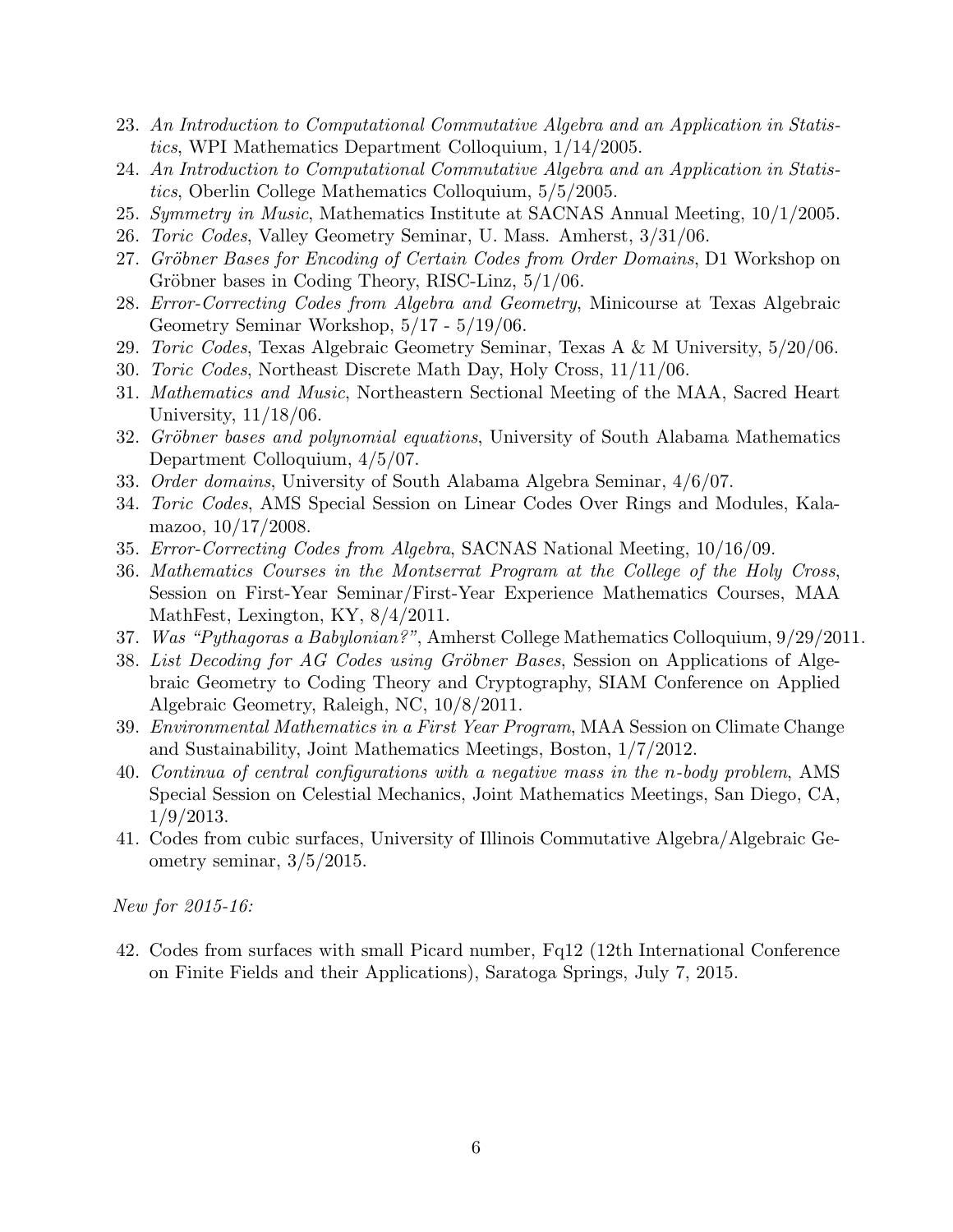23. *An Introduction to Computational Commutative Algebra and an Application in Statistics*, WPI Mathematics Department Colloquium, 1/14/2005.
24. *An Introduction to Computational Commutative Algebra and an Application in Statistics*, Oberlin College Mathematics Colloquium, 5/5/2005.
25. *Symmetry in Music*, Mathematics Institute at SACNAS Annual Meeting, 10/1/2005.
26. *Toric Codes*, Valley Geometry Seminar, U. Mass. Amherst, 3/31/06.
27. *Gröbner Bases for Encoding of Certain Codes from Order Domains*, D1 Workshop on Gröbner bases in Coding Theory, RISC-Linz, 5/1/06.
28. *Error-Correcting Codes from Algebra and Geometry*, Minicourse at Texas Algebraic Geometry Seminar Workshop, 5/17 - 5/19/06.
29. *Toric Codes*, Texas Algebraic Geometry Seminar, Texas A & M University, 5/20/06.
30. *Toric Codes*, Northeast Discrete Math Day, Holy Cross, 11/11/06.
31. *Mathematics and Music*, Northeastern Sectional Meeting of the MAA, Sacred Heart University, 11/18/06.
32. *Gröbner bases and polynomial equations*, University of South Alabama Mathematics Department Colloquium, 4/5/07.
33. *Order domains*, University of South Alabama Algebra Seminar, 4/6/07.
34. *Toric Codes*, AMS Special Session on Linear Codes Over Rings and Modules, Kalamazoo, 10/17/2008.
35. *Error-Correcting Codes from Algebra*, SACNAS National Meeting, 10/16/09.
36. *Mathematics Courses in the Montserrat Program at the College of the Holy Cross*, Session on First-Year Seminar/First-Year Experience Mathematics Courses, MAA MathFest, Lexington, KY, 8/4/2011.
37. *Was "Pythagoras a Babylonian?"*, Amherst College Mathematics Colloquium, 9/29/2011.
38. *List Decoding for AG Codes using Gröbner Bases*, Session on Applications of Algebraic Geometry to Coding Theory and Cryptography, SIAM Conference on Applied Algebraic Geometry, Raleigh, NC, 10/8/2011.
39. *Environmental Mathematics in a First Year Program*, MAA Session on Climate Change and Sustainability, Joint Mathematics Meetings, Boston, 1/7/2012.
40. *Continua of central configurations with a negative mass in the $n$-body problem*, AMS Special Session on Celestial Mechanics, Joint Mathematics Meetings, San Diego, CA, 1/9/2013.
41. Codes from cubic surfaces, University of Illinois Commutative Algebra/Algebraic Geometry seminar, 3/5/2015.

*New for 2015-16:*

42. Codes from surfaces with small Picard number, Fq12 (12th International Conference on Finite Fields and their Applications), Saratoga Springs, July 7, 2015.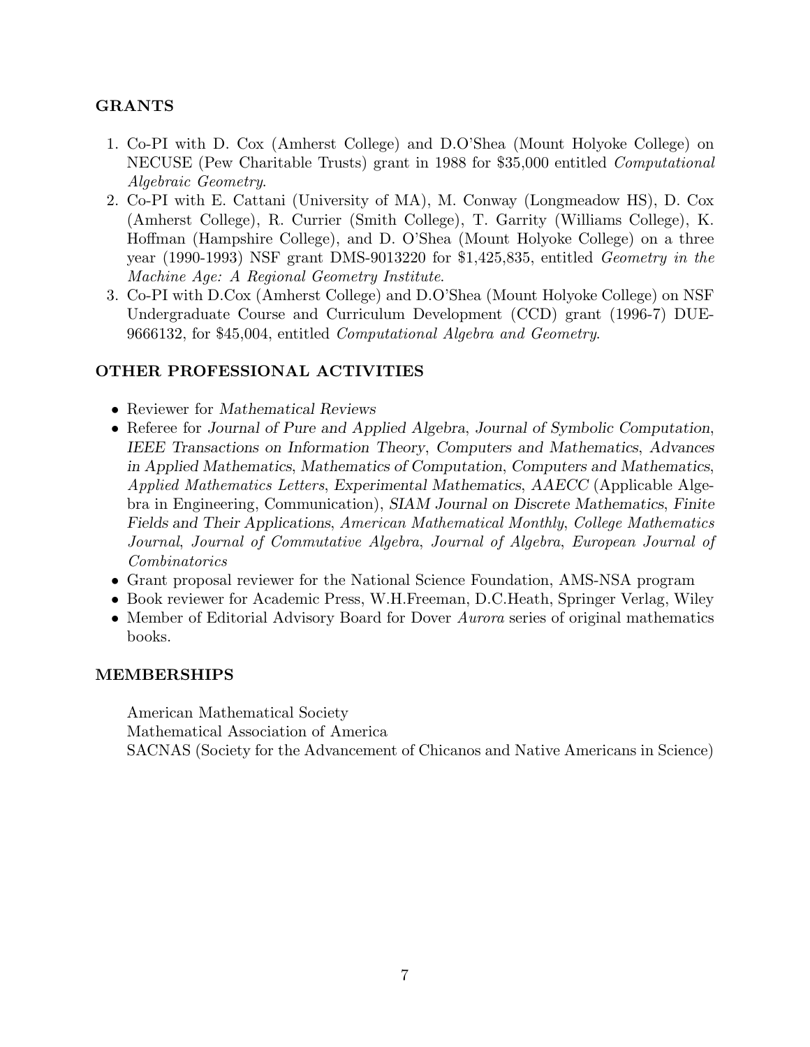## GRANTS

1. Co-PI with D. Cox (Amherst College) and D.O'Shea (Mount Holyoke College) on NECUSE (Pew Charitable Trusts) grant in 1988 for $35,000 entitled *Computational Algebraic Geometry*.
2. Co-PI with E. Cattani (University of MA), M. Conway (Longmeadow HS), D. Cox (Amherst College), R. Currier (Smith College), T. Garrity (Williams College), K. Hoffman (Hampshire College), and D. O'Shea (Mount Holyoke College) on a three year (1990-1993) NSF grant DMS-9013220 for $1,425,835, entitled *Geometry in the Machine Age: A Regional Geometry Institute*.
3. Co-PI with D.Cox (Amherst College) and D.O'Shea (Mount Holyoke College) on NSF Undergraduate Course and Curriculum Development (CCD) grant (1996-7) DUE-9666132, for $45,004, entitled *Computational Algebra and Geometry*.

## OTHER PROFESSIONAL ACTIVITIES

- Reviewer for *Mathematical Reviews*
- Referee for *Journal of Pure and Applied Algebra*, *Journal of Symbolic Computation*, *IEEE Transactions on Information Theory*, *Computers and Mathematics*, *Advances in Applied Mathematics*, *Mathematics of Computation*, *Computers and Mathematics*, *Applied Mathematics Letters*, *Experimental Mathematics*, *AAECC* (Applicable Algebra in Engineering, Communication), *SIAM Journal on Discrete Mathematics*, *Finite Fields and Their Applications*, *American Mathematical Monthly*, *College Mathematics Journal*, *Journal of Commutative Algebra*, *Journal of Algebra*, *European Journal of Combinatorics*
- Grant proposal reviewer for the National Science Foundation, AMS-NSA program
- Book reviewer for Academic Press, W.H.Freeman, D.C.Heath, Springer Verlag, Wiley
- Member of Editorial Advisory Board for Dover *Aurora* series of original mathematics books.

## MEMBERSHIPS

American Mathematical Society
Mathematical Association of America
SACNAS (Society for the Advancement of Chicanos and Native Americans in Science)